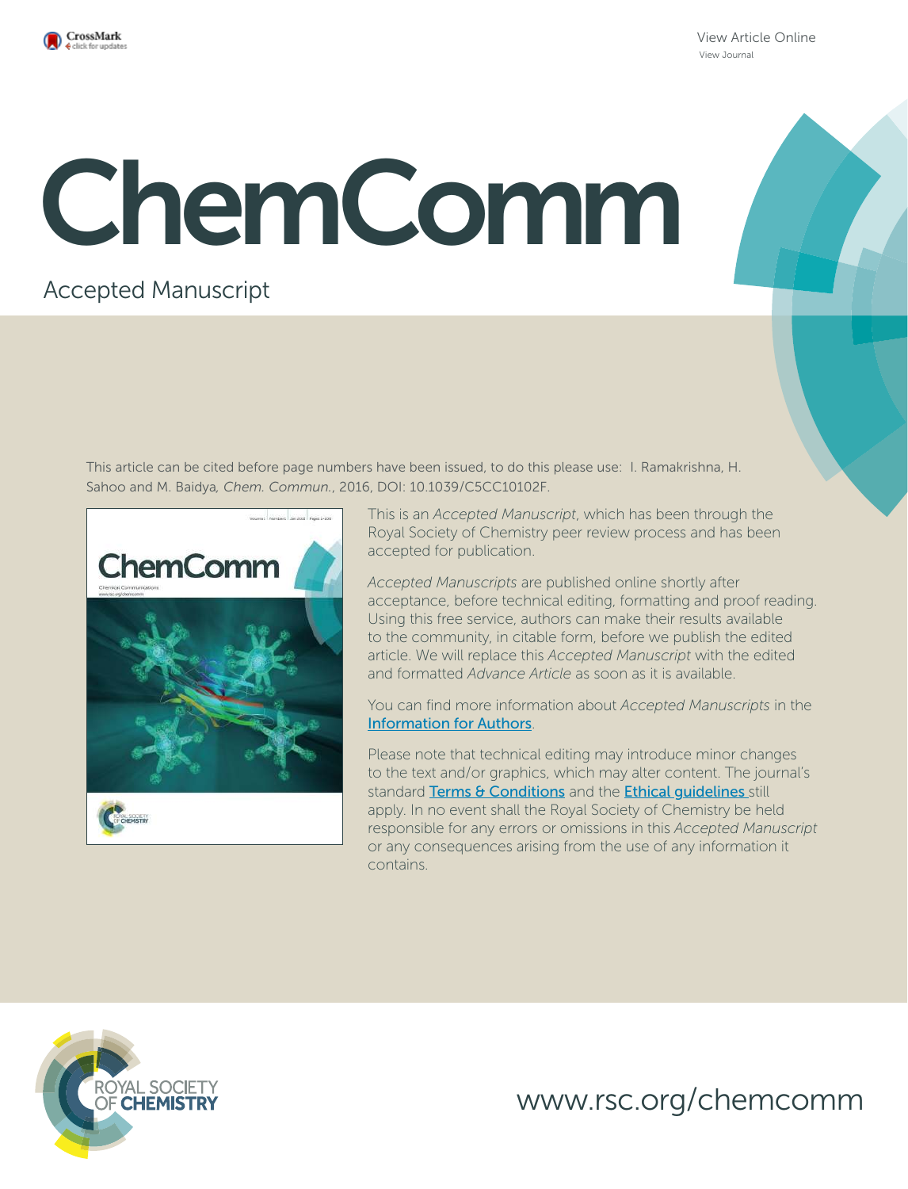View Article Online
View Journal

# ChemComm

Accepted Manuscript

This article can be cited before page numbers have been issued, to do this please use: I. Ramakrishna, H. Sahoo and M. Baidya, *Chem. Commun.*, 2016, DOI: 10.1039/C5CC10102F.

This is an *Accepted Manuscript*, which has been through the Royal Society of Chemistry peer review process and has been accepted for publication.

*Accepted Manuscripts* are published online shortly after acceptance, before technical editing, formatting and proof reading. Using this free service, authors can make their results available to the community, in citable form, before we publish the edited article. We will replace this *Accepted Manuscript* with the edited and formatted *Advance Article* as soon as it is available.

You can find more information about *Accepted Manuscripts* in the Information for Authors.

Please note that technical editing may introduce minor changes to the text and/or graphics, which may alter content. The journal's standard Terms & Conditions and the Ethical guidelines still apply. In no event shall the Royal Society of Chemistry be held responsible for any errors or omissions in this *Accepted Manuscript* or any consequences arising from the use of any information it contains.

ROYAL SOCIETY OF CHEMISTRY

www.rsc.org/chemcomm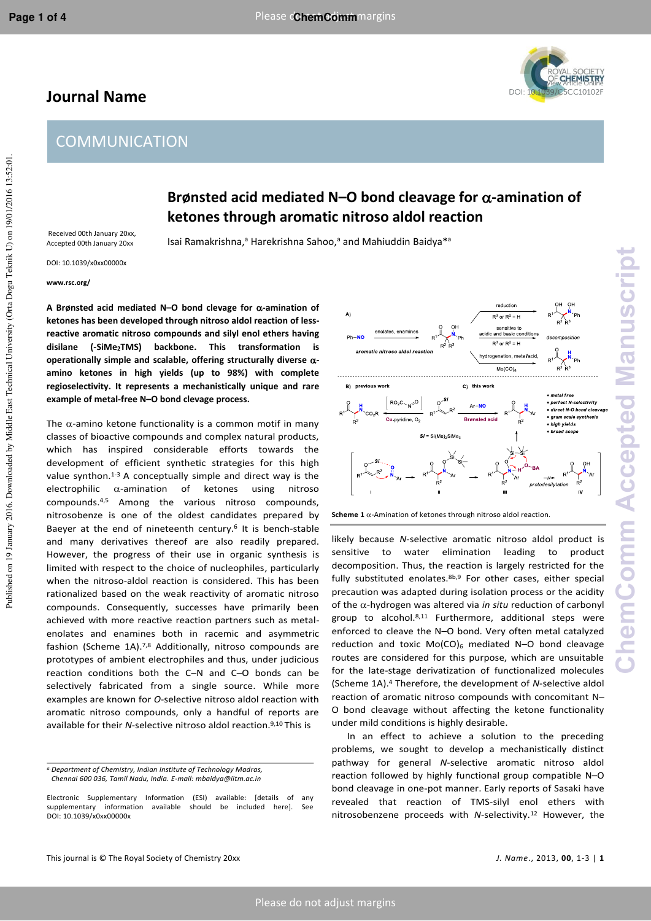# COMMUNICATION

# Brønsted acid mediated N–O bond cleavage for α-amination of ketones through aromatic nitroso aldol reaction

Received 00th January 20xx, Accepted 00th January 20xx

DOI: 10.1039/x0xx00000x

www.rsc.org/

Isai Ramakrishna,[a] Harekrishna Sahoo,[a] and Mahiuddin Baidya*[a]

**A Brønsted acid mediated N–O bond clevage for α-amination of ketones has been developed through nitroso aldol reaction of less-reactive aromatic nitroso compounds and silyl enol ethers having disilane (-SiMe$_2$TMS) backbone. This transformation is operationally simple and scalable, offering structurally diverse α-amino ketones in high yields (up to 98%) with complete regioselectivity. It represents a mechanistically unique and rare example of metal-free N–O bond clevage process.**

The α-amino ketone functionality is a common motif in many classes of bioactive compounds and complex natural products, which has inspired considerable efforts towards the development of efficient synthetic strategies for this high value synthon.[1-3] A conceptually simple and direct way is the electrophilic α-amination of ketones using nitroso compounds.[4,5] Among the various nitroso compounds, nitrosobenzene is one of the oldest candidates prepared by Baeyer at the end of nineteenth century.[6] It is bench-stable and many derivatives thereof are also readily prepared. However, the progress of their use in organic synthesis is limited with respect to the choice of nucleophiles, particularly when the nitroso-aldol reaction is considered. This has been rationalized based on the weak reactivity of aromatic nitroso compounds. Consequently, successes have primarily been achieved with more reactive reaction partners such as metal-enolates and enamines both in racemic and asymmetric fashion (Scheme 1A).[7,8] Additionally, nitroso compounds are prototypes of ambient electrophiles and thus, under judicious reaction conditions both the C–N and C–O bonds can be selectively fabricated from a single source. While more examples are known for *O*-selective nitroso aldol reaction with aromatic nitroso compounds, only a handful of reports are available for their *N*-selective nitroso aldol reaction.[9,10] This is

Scheme 1 α-Amination of ketones through nitroso aldol reaction.

likely because *N*-selective aromatic nitroso aldol product is sensitive to water elimination leading to product decomposition. Thus, the reaction is largely restricted for the fully substituted enolates.[8b,9] For other cases, either special precaution was adapted during isolation process or the acidity of the α-hydrogen was altered via *in situ* reduction of carbonyl group to alcohol.[8,11] Furthermore, additional steps were enforced to cleave the N–O bond. Very often metal catalyzed reduction and toxic Mo(CO)$_6$ mediated N–O bond cleavage routes are considered for this purpose, which are unsuitable for the late-stage derivatization of functionalized molecules (Scheme 1A).[4] Therefore, the development of *N*-selective aldol reaction of aromatic nitroso compounds with concomitant N–O bond cleavage without affecting the ketone functionality under mild conditions is highly desirable.

In an effect to achieve a solution to the preceding problems, we sought to develop a mechanistically distinct pathway for general *N*-selective aromatic nitroso aldol reaction followed by highly functional group compatible N–O bond cleavage in one-pot manner. Early reports of Sasaki have revealed that reaction of TMS-silyl enol ethers with nitrosobenzene proceeds with *N*-selectivity.[12] However, the

[a] Department of Chemistry, Indian Institute of Technology Madras, Chennai 600 036, Tamil Nadu, India. E-mail: mbaidya@iitm.ac.in

Electronic Supplementary Information (ESI) available: [details of any supplementary information available should be included here]. See DOI: 10.1039/x0xx00000x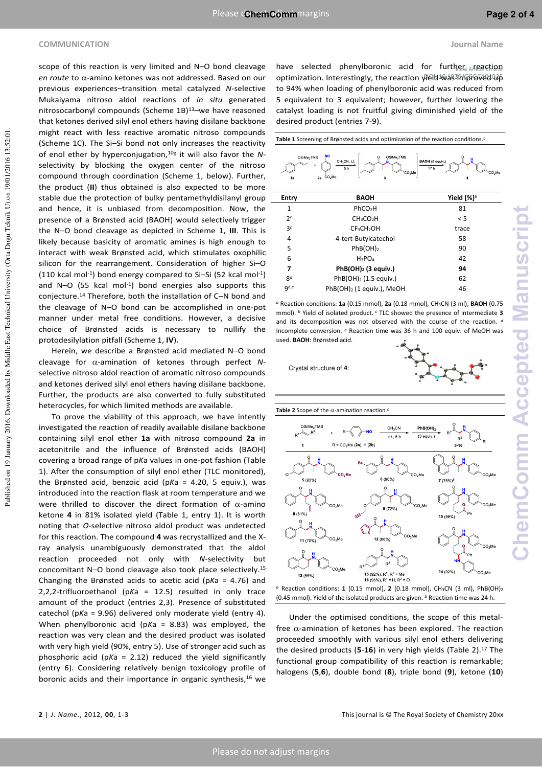scope of this reaction is very limited and N–O bond cleavage *en route* to α-amino ketones was not addressed. Based on our previous experiences–transition metal catalyzed *N*-selective Mukaiyama nitroso aldol reactions of *in situ* generated nitrosocarbonyl compounds (Scheme 1B)[13]–we have reasoned that ketones derived silyl enol ethers having disilane backbone might react with less reactive aromatic nitroso compounds (Scheme 1C). The Si–Si bond not only increases the reactivity of enol ether by hyperconjugation,[10g] it will also favor the *N*-selectivity by blocking the oxygen center of the nitroso compound through coordination (Scheme 1, below). Further, the product (**II**) thus obtained is also expected to be more stable due the protection of bulky pentamethyldisilanyl group and hence, it is unbiased from decomposition. Now, the presence of a Brønsted acid (BAOH) would selectively trigger the N–O bond cleavage as depicted in Scheme 1, **III**. This is likely because basicity of aromatic amines is high enough to interact with weak Brønsted acid, which stimulates oxophilic silicon for the rearrangement. Consideration of higher Si–O (110 kcal mol$^{-1}$) bond energy compared to Si–Si (52 kcal mol$^{-1}$) and N–O (55 kcal mol$^{-1}$) bond energies also supports this conjecture.[14] Therefore, both the installation of C–N bond and the cleavage of N–O bond can be accomplished in one-pot manner under metal free conditions. However, a decisive choice of Brønsted acids is necessary to nullify the protodesilylation pitfall (Scheme 1, **IV**).

Herein, we describe a Brønsted acid mediated N–O bond cleavage for α-amination of ketones through perfect *N*-selective nitroso aldol reaction of aromatic nitroso compounds and ketones derived silyl enol ethers having disilane backbone. Further, the products are also converted to fully substituted heterocycles, for which limited methods are available.

To prove the viability of this approach, we have intently investigated the reaction of readily available disilane backbone containing silyl enol ether **1a** with nitroso compound **2a** in acetonitrile and the influence of Brønsted acids (BAOH) covering a broad range of p*K*a values in one-pot fashion (Table 1). After the consumption of silyl enol ether (TLC monitored), the Brønsted acid, benzoic acid (p*K*a = 4.20, 5 equiv.), was introduced into the reaction flask at room temperature and we were thrilled to discover the direct formation of α-amino ketone **4** in 81% isolated yield (Table 1, entry 1). It is worth noting that *O*-selective nitroso aldol product was undetected for this reaction. The compound **4** was recrystallized and the X-ray analysis unambiguously demonstrated that the aldol reaction proceeded not only with *N*-selectivity but concomitant N–O bond cleavage also took place selectively.[15] Changing the Brønsted acids to acetic acid (p*K*a = 4.76) and 2,2,2-trifluoroethanol (p*K*a = 12.5) resulted in only trace amount of the product (entries 2,3). Presence of substituted catechol (p*K*a = 9.96) delivered only moderate yield (entry 4). When phenylboronic acid (p*K*a = 8.83) was employed, the reaction was very clean and the desired product was isolated with very high yield (90%, entry 5). Use of stronger acid such as phosphoric acid (p*K*a = 2.12) reduced the yield significantly (entry 6). Considering relatively benign toxicology profile of boronic acids and their importance in organic synthesis,[16] we have selected phenylboronic acid for further reaction optimization. Interestingly, the reaction yield was improved up to 94% when loading of phenylboronic acid was reduced from 5 equivalent to 3 equivalent; however, further lowering the catalyst loading is not fruitful giving diminished yield of the desired product (entries 7-9).

**Table 1** Screening of Brønsted acids and optimization of the reaction conditions.[a]

| Entry | BAOH | Yield [%][b] |
|---|---|---|
| 1 | $PhCO_2H$ | 81 |
| 2[c] | $CH_3CO_2H$ | < 5 |
| 3[c] | $CF_3CH_2OH$ | trace |
| 4 | 4-tert-Butylcatechol | 58 |
| 5 | $PhB(OH)_2$ | 90 |
| 6 | $H_3PO_4$ | 42 |
| **7** | **$PhB(OH)_2$ (3 equiv.)** | **94** |
| 8[d] | $PhB(OH)_2$ (1.5 equiv.) | 62 |
| 9[d,e] | $PhB(OH)_2$ (1 equiv.), MeOH | 46 |

[a] Reaction conditions: **1a** (0.15 mmol), **2a** (0.18 mmol), $CH_3CN$ (3 ml), **BAOH** (0.75 mmol). [b] Yield of isolated product. [c] TLC showed the presence of intermediate **3** and its decomposition was not observed with the course of the reaction. [d] Incomplete conversion. [e] Reaction time was 36 h and 100 equiv. of MeOH was used. **BAOH**: Brønsted acid.

Crystal structure of **4**:

**Table 2** Scope of the α-amination reaction.[a]

**5** (93%), **6** (90%), **7** (75%)[b], **8** (81%), **9** (72%), **10** (98%), **11** (70%), **12** (86%), **13** (55%), **14** (92%), **15** (92%), $R^1$, $R^2$ = Me; **16** (96%), $R^1$ = H, $R^2$ = Et

[a] Reaction conditions: **1** (0.15 mmol), **2** (0.18 mmol), $CH_3CN$ (3 ml), $PhB(OH)_2$ (0.45 mmol). Yield of the isolated products are given. [b] Reaction time was 24 h.

Under the optimised conditions, the scope of this metal-free α-amination of ketones has been explored. The reaction proceeded smoothly with various silyl enol ethers delivering the desired products (**5**-**16**) in very high yields (Table 2).[17] The functional group compatibility of this reaction is remarkable; halogens (**5**,**6**), double bond (**8**), triple bond (**9**), ketone (**10**)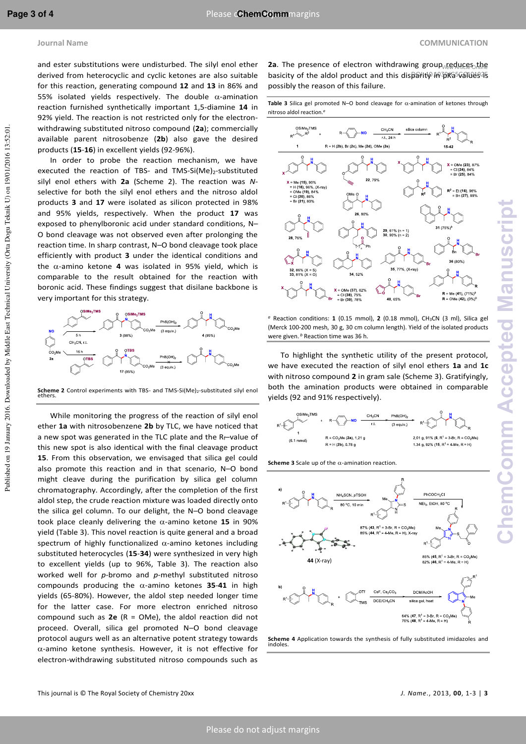and ester substitutions were undisturbed. The silyl enol ether derived from heterocyclic and cyclic ketones are also suitable for this reaction, generating compound **12** and **13** in 86% and 55% isolated yields respectively. The double α-amination reaction furnished synthetically important 1,5-diamine **14** in 92% yield. The reaction is not restricted only for the electron-withdrawing substituted nitroso compound (**2a**); commercially available parent nitrosobenze (**2b**) also gave the desired products (**15**-**16**) in excellent yields (92-96%).

In order to probe the reaction mechanism, we have executed the reaction of TBS- and TMS-Si(Me)$_2$-substituted silyl enol ethers with **2a** (Scheme 2). The reaction was *N*-selective for both the silyl enol ethers and the nitroso aldol products **3** and **17** were isolated as silicon protected in 98% and 95% yields, respectively. When the product **17** was exposed to phenylboronic acid under standard conditions, N–O bond cleavage was not observed even after prolonging the reaction time. In sharp contrast, N–O bond cleavage took place efficiently with product **3** under the identical conditions and the α-amino ketone **4** was isolated in 95% yield, which is comparable to the result obtained for the reaction with boronic acid. These findings suggest that disilane backbone is very important for this strategy.

**Scheme 2** Control experiments with TBS- and TMS-Si(Me)$_2$-substituted silyl enol ethers.

While monitoring the progress of the reaction of silyl enol ether **1a** with nitrosobenzene **2b** by TLC, we have noticed that a new spot was generated in the TLC plate and the $R_f$-value of this new spot is also identical with the final cleavage product **15**. From this observation, we envisaged that silica gel could also promote this reaction and in that scenario, N–O bond might cleave during the purification by silica gel column chromatography. Accordingly, after the completion of the first aldol step, the crude reaction mixture was loaded directly onto the silica gel column. To our delight, the N–O bond cleavage took place cleanly delivering the α-amino ketone **15** in 90% yield (Table 3). This novel reaction is quite general and a broad spectrum of highly functionalized α-amino ketones including substituted heterocycles (**15**-**34**) were synthesized in very high to excellent yields (up to 96%, Table 3). The reaction also worked well for *p*-bromo and *p*-methyl substituted nitroso compounds producing the α-amino ketones **35**-**41** in high yields (65-80%). However, the aldol step needed longer time for the latter case. For more electron enriched nitroso compound such as **2e** (R = OMe), the aldol reaction did not proceed. Overall, silica gel promoted N–O bond cleavage protocol augurs well as an alternative potent strategy towards α-amino ketone synthesis. However, it is not effective for electron-withdrawing substituted nitroso compounds such as **2a**. The presence of electron withdrawing group reduces the basicity of the aldol product and this disparity in pKa values is possibly the reason of this failure.

**Table 3** Silica gel promoted N–O bond cleavage for α-amination of ketones through nitroso aldol reaction.[a]

[a] Reaction conditions: **1** (0.15 mmol), **2** (0.18 mmol), CH$_3$CN (3 ml), Silica gel (Merck 100-200 mesh, 30 g, 30 cm column length). Yield of the isolated products were given. [b] Reaction time was 36 h.

To highlight the synthetic utility of the present protocol, we have executed the reaction of silyl enol ethers **1a** and **1c** with nitroso compound **2** in gram sale (Scheme 3). Gratifyingly, both the amination products were obtained in comparable yields (92 and 91% respectively).

**Scheme 3** Scale up of the α-amination reaction.

**Scheme 4** Application towards the synthesis of fully substituted imidazoles and indoles.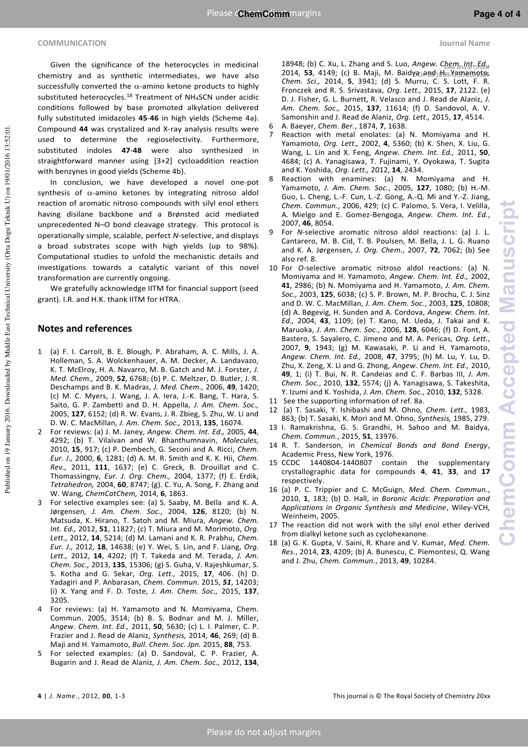Given the significance of the heterocycles in medicinal chemistry and as synthetic intermediates, we have also successfully converted the α-amino ketone products to highly substituted heterocycles.[18] Treatment of $NH_4SCN$ under acidic conditions followed by base promoted alkylation delivered fully substituted imidazoles **45**-**46** in high yields (Scheme 4a). Compound **44** was crystalized and X-ray analysis results were used to determine the regioselectivity. Furthermore, substituted indoles **47**-**48** were also synthesized in straightforward manner using [3+2] cycloaddition reaction with benzynes in good yields (Scheme 4b).

In conclusion, we have developed a novel one-pot synthesis of α-amino ketones by integrating nitroso aldol reaction of aromatic nitroso compounds with silyl enol ethers having disilane backbone and a Brønsted acid mediated unprecedented N–O bond cleavage strategy. This protocol is operationally simple, scalable, perfect *N*-selective, and displays a broad substrates scope with high yields (up to 98%). Computational studies to unfold the mechanistic details and investigations towards a catalytic variant of this novel transformation are currently ongoing.

We gratefully acknowledge IITM for financial support (seed grant). I.R. and H.K. thank IITM for HTRA.

## Notes and references

1. (a) F. I. Carroll, B. E. Blough, P. Abraham, A. C. Mills, J. A. Holleman, S. A. Wolckenhauer, A. M. Decker, A. Landavazo, K. T. McElroy, H. A. Navarro, M. B. Gatch and M. J. Forster, *J. Med. Chem.,* 2009, **52**, 6768; (b) P. C. Meltzer, D. Butler, J. R. Deschamps and B. K. Madras, *J. Med. Chem.,* 2006, **49**, 1420; (c) M. C. Myers, J. Wang, J. A. Iera, J.-K. Bang, T. Hara, S. Saito, G. P. Zambetti and D. H. Appella, *J. Am. Chem. Soc.,* 2005, **127**, 6152; (d) R. W. Evans, J. R. Zbieg, S. Zhu, W. Li and D. W. C. MacMillan, *J. Am. Chem. Soc.,* 2013, **135**, 16074.
2. For reviews: (a) J. M. Janey, *Angew. Chem. Int. Ed.,* 2005, **44**, 4292; (b) T. Vilaivan and W. Bhanthumnavin, *Molecules,* 2010, **15**, 917; (c) P. Dembech, G. Seconi and A. Ricci, *Chem. Eur. J.,* 2000, **6**, 1281; (d) A. M. R. Smith and K. K. Hii, *Chem. Rev.,* 2011, **111**, 1637; (e) C. Greck, B. Drouillat and C. Thomassingny, *Eur. J. Org. Chem.,* 2004, 1377; (f) E. Erdik, *Tetrahedron,* 2004, **60**, 8747; (g). C. Yu, A. Song, F. Zhang and W. Wang, *ChemCatChem,* 2014, **6**, 1863.
3. For selective examples see: (a) S. Saaby, M. Bella and K. A. Jørgensen, *J. Am. Chem. Soc.,* 2004, **126**, 8120; (b) N. Matsuda, K. Hirano, T. Satoh and M. Miura, *Angew. Chem. Int. Ed.,* 2012, **51**, 11827; (c) T. Miura and M. Morimoto, *Org. Lett.,* 2012, **14**, 5214; (d) M. Lamani and K. R. Prabhu, *Chem. Eur. J.,* 2012, **18**, 14638; (e) Y. Wei, S. Lin, and F. Liang, *Org. Lett.,* 2012, **14**, 4202; (f) T. Takeda and M. Terada, *J. Am. Chem. Soc.,* 2013, **135**, 15306; (g) S. Guha, V. Rajeshkumar, S. S. Kotha and G. Sekar, *Org. Lett.,* 2015, **17**, 406. (h) D. Yadagiri and P. Anbarasan, *Chem. Commun.* 2015, ***51***, 14203; (i) X. Yang and F. D. Toste, *J. Am. Chem. Soc.,* 2015, **137**, 3205.
4. For reviews: (a) H. Yamamoto and N. Momiyama, Chem. Commun. 2005, 3514; (b) B. S. Bodnar and M. J. Miller, *Angew. Chem. Int. Ed.,* 2011, **50**, 5630; (c) L. I. Palmer, C. P. Frazier and J. Read de Alaniz, *Synthesis,* 2014, **46**, 269; (d) B. Maji and H. Yamamoto, *Bull. Chem. Soc. Jpn.* 2015, **88**, 753.
5. For selected examples: (a) D. Sandoval, C. P. Frazier, A. Bugarin and J. Read de Alaniz, *J. Am. Chem. Soc.,* 2012, **134**, 18948; (b) C. Xu, L. Zhang and S. Luo, *Angew. Chem. Int. Ed.,* 2014, **53**, 4149; (c) B. Maji, M. Baidya and H. Yamamoto, *Chem. Sci.,* 2014, **5**, 3941; (d) S. Murru, C. S. Lott, F. R. Fronczek and R. S. Srivastava, *Org. Lett.,* 2015, **17**, 2122. (e) D. J. Fisher, G. L. Burnett, R. Velasco and J. Read de Alaniz, *J. Am. Chem. Soc.,* 2015, **137**, 11614; (f) D. Sandovol, A. V. Samonshin and J. Read de Alaniz, *Org. Lett.,* 2015, **17**, 4514.
6. A. Baeyer, *Chem. Ber.*, 1874, **7**, 1638.
7. Reaction with metal enolates: (a) N. Momiyama and H. Yamamoto, *Org. Lett.,* 2002, **4**, 5360; (b) K. Shen, X. Liu, G. Wang, L. Lin and X. Feng, *Angew. Chem. Int. Ed.,* 2011, **50**, 4684; (c) A. Yanagisawa, T. Fujinami, Y. Oyokawa, T. Sugita and K. Yoshida, *Org. Lett.,* 2012, **14**, 2434.
8. Reaction with enamines: (a) N. Momiyama and H. Yamamoto, *J. Am. Chem. Soc.*, 2005, **127**, 1080; (b) H.-M. Guo, L. Cheng, L.-F. Cun, L.-Z. Gong, A.-Q. Mi and Y.-Z. Jiang, *Chem. Commun.*, 2006, 429; (c) C. Palomo, S. Vera, I. Velilla, A. Mielgo and E. Gomez-Bengoga, *Angew. Chem. Int. Ed.*, 2007, **46**, 8054.
9. For *N*-selective aromatic nitroso aldol reactions: (a) J. L. Cantarero, M. B. Cid, T. B. Poulsen, M. Bella, J. L. G. Ruano and K. A. Jørgensen, *J. Org. Chem.*, 2007, **72**, 7062; (b) See also ref. 8.
10. For *O*-selective aromatic nitroso aldol reactions: (a) N. Momiyama and H. Yamamoto, *Angew. Chem. Int. Ed.,* 2002, **41**, 2986; (b) N. Momiyama and H. Yamamoto, *J. Am. Chem. Soc.,* 2003, **125**, 6038; (c) S. P. Brown, M. P. Brochu, C. J. Sinz and D. W. C. MacMillan, *J. Am. Chem. Soc.*, 2003, **125**, 10808; (d) A. Bøgevig, H. Sunden and A. Cordova, *Angew. Chem. Int. Ed.,* 2004, **43**, 1109; (e) T. Kano, M. Ueda, J. Takai and K. Maruoka, *J. Am. Chem. Soc.*, 2006, **128**, 6046; (f) D. Font, A. Bastero, S. Sayalero, C. Jimeno and M. A. Pericas, *Org. Lett.*, 2007, **9**, 1943; (g) M. Kawasaki, P. Li and H. Yamamoto, *Angew. Chem. Int. Ed.,* 2008, **47**, 3795; (h) M. Lu, Y. Lu, D. Zhu, X. Zeng, X. Li and G. Zhong, *Angew. Chem. Int. Ed.,* 2010, **49**, 1; (i) T. Bui, N. R. Candeias and C. F. Barbas III, *J. Am. Chem. Soc.*, 2010, **132**, 5574; (j) A. Yanagisawa, S. Takeshita, Y. Izumi and K. Yoshida, *J. Am. Chem. Soc.*, 2010, **132**, 5328.
11. See the supporting information of ref. 8a.
12. (a) T. Sasaki, Y. Ishibashi and M. Ohno, *Chem. Lett.,* 1983, 863; (b) T. Sasaki, K. Mori and M. Ohno, *Synthesis,* 1985, 279.
13. I. Ramakrishna, G. S. Grandhi, H. Sahoo and M. Baidya, *Chem. Commun.*, 2015, **51**, 13976.
14. R. T. Sanderson, in *Chemical Bonds and Bond Energy*, Academic Press, New York, 1976.
15. CCDC 1440804-1440807 contain the supplementary crystallographic data for compounds **4**, **41**, **33**, and **17** respectively.
16. (a) P. C. Trippier and C. McGuign, *Med. Chem. Commun.*, 2010, **1**, 183; (b) D. Hall, in *Boronic Acids: Preparation and Applications in Organic Synthesis and Medicine*, Wiley-VCH, Weinheim, 2005.
17. The reaction did not work with the silyl enol ether derived from dialkyl ketone such as cyclohexanone.
18. (a) G. K. Gupta, V. Saini, R. Khare and V. Kumar, *Med. Chem. Res.*, 2014, **23**, 4209; (b) A. Bunescu, C. Piemontesi, Q. Wang and J. Zhu, *Chem. Commun.*, 2013, **49**, 10284.